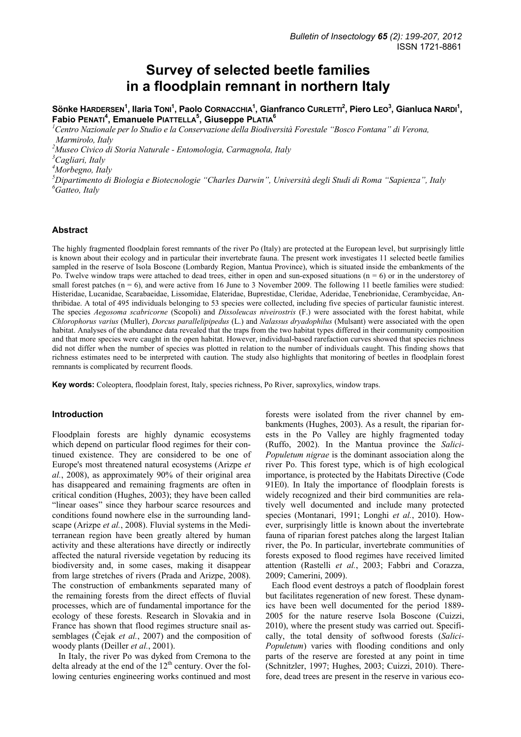# Survey of selected beetle families in a floodplain remnant in northern Italy

**Sönke Hardersen[1], Ilaria Toni[1], Paolo Cornacchia[1], Gianfranco Curletti[2], Piero Leo[3], Gianluca Nardi[1], Fabio Penati[4], Emanuele Piattella[5], Giuseppe Platia[6]**

[1]*Centro Nazionale per lo Studio e la Conservazione della Biodiversità Forestale "Bosco Fontana" di Verona, Marmirolo, Italy*
[2]*Museo Civico di Storia Naturale - Entomologia, Carmagnola, Italy*
[3]*Cagliari, Italy*
[4]*Morbegno, Italy*
[5]*Dipartimento di Biologia e Biotecnologie "Charles Darwin", Università degli Studi di Roma "Sapienza", Italy*
[6]*Gatteo, Italy*

## Abstract

The highly fragmented floodplain forest remnants of the river Po (Italy) are protected at the European level, but surprisingly little is known about their ecology and in particular their invertebrate fauna. The present work investigates 11 selected beetle families sampled in the reserve of Isola Boscone (Lombardy Region, Mantua Province), which is situated inside the embankments of the Po. Twelve window traps were attached to dead trees, either in open and sun-exposed situations (n = 6) or in the understorey of small forest patches (n = 6), and were active from 16 June to 3 November 2009. The following 11 beetle families were studied: Histeridae, Lucanidae, Scarabaeidae, Lissomidae, Elateridae, Buprestidae, Cleridae, Aderidae, Tenebrionidae, Cerambycidae, Anthribidae. A total of 495 individuals belonging to 53 species were collected, including five species of particular faunistic interest. The species *Aegosoma scabricorne* (Scopoli) and *Dissoleucas niveirostris* (F.) were associated with the forest habitat, while *Chlorophorus varius* (Muller), *Dorcus parallelipipedus* (L.) and *Nalassus dryadophilus* (Mulsant) were associated with the open habitat. Analyses of the abundance data revealed that the traps from the two habitat types differed in their community composition and that more species were caught in the open habitat. However, individual-based rarefaction curves showed that species richness did not differ when the number of species was plotted in relation to the number of individuals caught. This finding shows that richness estimates need to be interpreted with caution. The study also highlights that monitoring of beetles in floodplain forest remnants is complicated by recurrent floods.

**Key words:** Coleoptera, floodplain forest, Italy, species richness, Po River, saproxylics, window traps.

## Introduction

Floodplain forests are highly dynamic ecosystems which depend on particular flood regimes for their continued existence. They are considered to be one of Europe's most threatened natural ecosystems (Arizpe *et al.*, 2008), as approximately 90% of their original area has disappeared and remaining fragments are often in critical condition (Hughes, 2003); they have been called "linear oases" since they harbour scarce resources and conditions found nowhere else in the surrounding landscape (Arizpe *et al.*, 2008). Fluvial systems in the Mediterranean region have been greatly altered by human activity and these alterations have directly or indirectly affected the natural riverside vegetation by reducing its biodiversity and, in some cases, making it disappear from large stretches of rivers (Prada and Arizpe, 2008). The construction of embankments separated many of the remaining forests from the direct effects of fluvial processes, which are of fundamental importance for the ecology of these forests. Research in Slovakia and in France has shown that flood regimes structure snail assemblages (Čejak *et al.*, 2007) and the composition of woody plants (Deiller *et al.*, 2001).

In Italy, the river Po was dyked from Cremona to the delta already at the end of the 12th century. Over the following centuries engineering works continued and most forests were isolated from the river channel by embankments (Hughes, 2003). As a result, the riparian forests in the Po Valley are highly fragmented today (Ruffo, 2002). In the Mantua province the *Salici-Populetum nigrae* is the dominant association along the river Po. This forest type, which is of high ecological importance, is protected by the Habitats Directive (Code 91E0). In Italy the importance of floodplain forests is widely recognized and their bird communities are relatively well documented and include many protected species (Montanari, 1991; Longhi *et al.*, 2010). However, surprisingly little is known about the invertebrate fauna of riparian forest patches along the largest Italian river, the Po. In particular, invertebrate communities of forests exposed to flood regimes have received limited attention (Rastelli *et al.*, 2003; Fabbri and Corazza, 2009; Camerini, 2009).

Each flood event destroys a patch of floodplain forest but facilitates regeneration of new forest. These dynamics have been well documented for the period 1889-2005 for the nature reserve Isola Boscone (Cuizzi, 2010), where the present study was carried out. Specifically, the total density of softwood forests (*Salici-Populetum*) varies with flooding conditions and only parts of the reserve are forested at any point in time (Schnitzler, 1997; Hughes, 2003; Cuizzi, 2010). Therefore, dead trees are present in the reserve in various eco-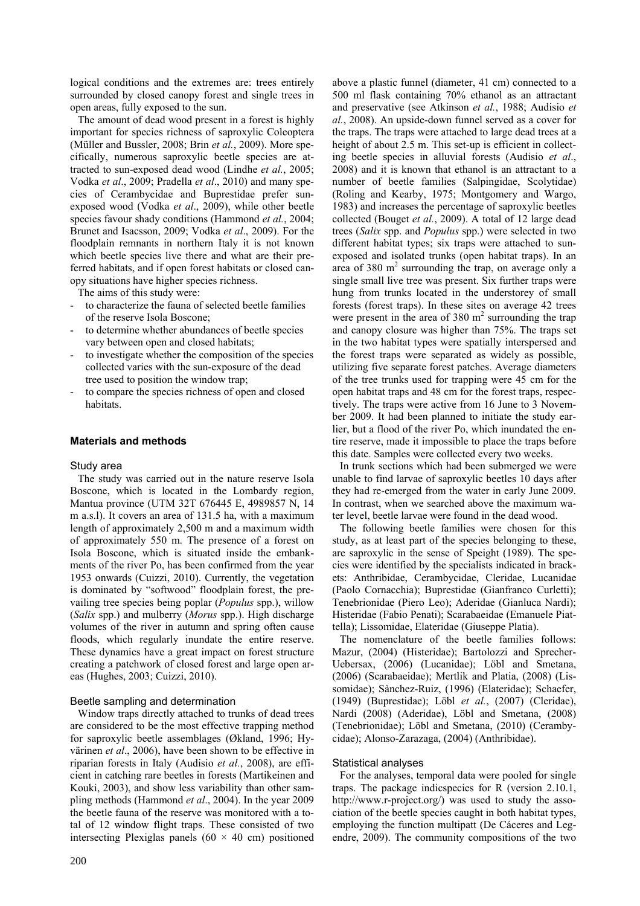logical conditions and the extremes are: trees entirely surrounded by closed canopy forest and single trees in open areas, fully exposed to the sun.

The amount of dead wood present in a forest is highly important for species richness of saproxylic Coleoptera (Müller and Bussler, 2008; Brin *et al.*, 2009). More specifically, numerous saproxylic beetle species are attracted to sun-exposed dead wood (Lindhe *et al.*, 2005; Vodka *et al*., 2009; Pradella *et al*., 2010) and many species of Cerambycidae and Buprestidae prefer sun-exposed wood (Vodka *et al*., 2009), while other beetle species favour shady conditions (Hammond *et al.*, 2004; Brunet and Isacsson, 2009; Vodka *et al*., 2009). For the floodplain remnants in northern Italy it is not known which beetle species live there and what are their preferred habitats, and if open forest habitats or closed canopy situations have higher species richness.

The aims of this study were:

- to characterize the fauna of selected beetle families of the reserve Isola Boscone;
- to determine whether abundances of beetle species vary between open and closed habitats;
- to investigate whether the composition of the species collected varies with the sun-exposure of the dead tree used to position the window trap;
- to compare the species richness of open and closed habitats.

## Materials and methods

### Study area

The study was carried out in the nature reserve Isola Boscone, which is located in the Lombardy region, Mantua province (UTM 32T 676445 E, 4989857 N, 14 m a.s.l). It covers an area of 131.5 ha, with a maximum length of approximately 2,500 m and a maximum width of approximately 550 m. The presence of a forest on Isola Boscone, which is situated inside the embankments of the river Po, has been confirmed from the year 1953 onwards (Cuizzi, 2010). Currently, the vegetation is dominated by "softwood" floodplain forest, the prevailing tree species being poplar (*Populus* spp.), willow (*Salix* spp.) and mulberry (*Morus* spp.). High discharge volumes of the river in autumn and spring often cause floods, which regularly inundate the entire reserve. These dynamics have a great impact on forest structure creating a patchwork of closed forest and large open areas (Hughes, 2003; Cuizzi, 2010).

### Beetle sampling and determination

Window traps directly attached to trunks of dead trees are considered to be the most effective trapping method for saproxylic beetle assemblages (Økland, 1996; Hyvärinen *et al*., 2006), have been shown to be effective in riparian forests in Italy (Audisio *et al.*, 2008), are efficient in catching rare beetles in forests (Martikeinen and Kouki, 2003), and show less variability than other sampling methods (Hammond *et al*., 2004). In the year 2009 the beetle fauna of the reserve was monitored with a total of 12 window flight traps. These consisted of two intersecting Plexiglas panels (60 × 40 cm) positioned above a plastic funnel (diameter, 41 cm) connected to a 500 ml flask containing 70% ethanol as an attractant and preservative (see Atkinson *et al.*, 1988; Audisio *et al.*, 2008). An upside-down funnel served as a cover for the traps. The traps were attached to large dead trees at a height of about 2.5 m. This set-up is efficient in collecting beetle species in alluvial forests (Audisio *et al*., 2008) and it is known that ethanol is an attractant to a number of beetle families (Salpingidae, Scolytidae) (Roling and Kearby, 1975; Montgomery and Wargo, 1983) and increases the percentage of saproxylic beetles collected (Bouget *et al.*, 2009). A total of 12 large dead trees (*Salix* spp. and *Populus* spp.) were selected in two different habitat types; six traps were attached to sun-exposed and isolated trunks (open habitat traps). In an area of 380 m$^2$ surrounding the trap, on average only a single small live tree was present. Six further traps were hung from trunks located in the understorey of small forests (forest traps). In these sites on average 42 trees were present in the area of 380 m$^2$ surrounding the trap and canopy closure was higher than 75%. The traps set in the two habitat types were spatially interspersed and the forest traps were separated as widely as possible, utilizing five separate forest patches. Average diameters of the tree trunks used for trapping were 45 cm for the open habitat traps and 48 cm for the forest traps, respectively. The traps were active from 16 June to 3 November 2009. It had been planned to initiate the study earlier, but a flood of the river Po, which inundated the entire reserve, made it impossible to place the traps before this date. Samples were collected every two weeks.

In trunk sections which had been submerged we were unable to find larvae of saproxylic beetles 10 days after they had re-emerged from the water in early June 2009. In contrast, when we searched above the maximum water level, beetle larvae were found in the dead wood.

The following beetle families were chosen for this study, as at least part of the species belonging to these, are saproxylic in the sense of Speight (1989). The species were identified by the specialists indicated in brackets: Anthribidae, Cerambycidae, Cleridae, Lucanidae (Paolo Cornacchia); Buprestidae (Gianfranco Curletti); Tenebrionidae (Piero Leo); Aderidae (Gianluca Nardi); Histeridae (Fabio Penati); Scarabaeidae (Emanuele Piattella); Lissomidae, Elateridae (Giuseppe Platia).

The nomenclature of the beetle families follows: Mazur, (2004) (Histeridae); Bartolozzi and Sprecher-Uebersax, (2006) (Lucanidae); Löbl and Smetana, (2006) (Scarabaeidae); Mertlik and Platia, (2008) (Lissomidae); Sànchez-Ruiz, (1996) (Elateridae); Schaefer, (1949) (Buprestidae); Löbl *et al.*, (2007) (Cleridae), Nardi (2008) (Aderidae), Löbl and Smetana, (2008) (Tenebrionidae); Löbl and Smetana, (2010) (Cerambycidae); Alonso-Zarazaga, (2004) (Anthribidae).

### Statistical analyses

For the analyses, temporal data were pooled for single traps. The package indicspecies for R (version 2.10.1, http://www.r-project.org/) was used to study the association of the beetle species caught in both habitat types, employing the function multipatt (De Cáceres and Legendre, 2009). The community compositions of the two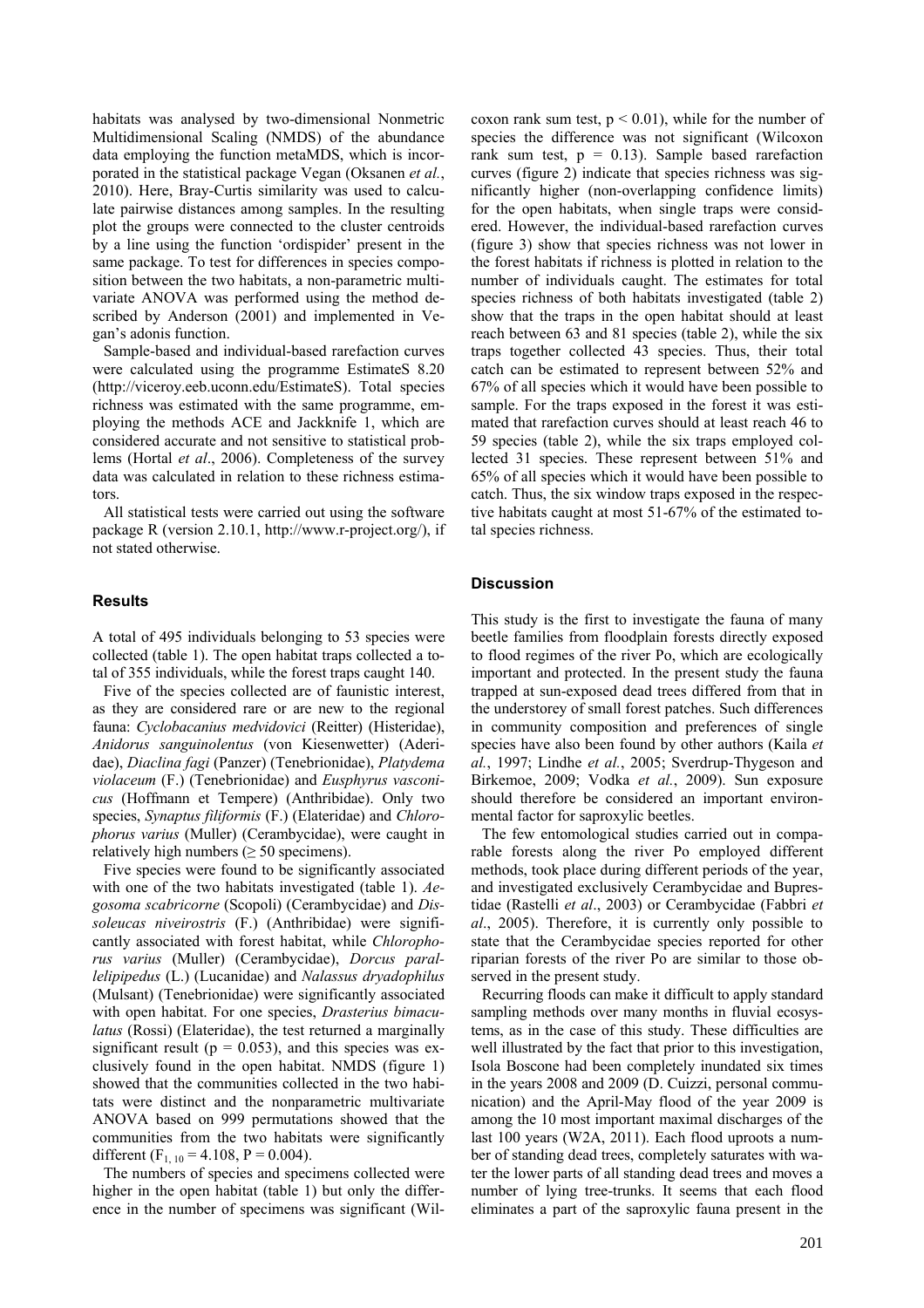habitats was analysed by two-dimensional Nonmetric Multidimensional Scaling (NMDS) of the abundance data employing the function metaMDS, which is incorporated in the statistical package Vegan (Oksanen *et al.*, 2010). Here, Bray-Curtis similarity was used to calculate pairwise distances among samples. In the resulting plot the groups were connected to the cluster centroids by a line using the function 'ordispider' present in the same package. To test for differences in species composition between the two habitats, a non-parametric multivariate ANOVA was performed using the method described by Anderson (2001) and implemented in Vegan's adonis function.

Sample-based and individual-based rarefaction curves were calculated using the programme EstimateS 8.20 (http://viceroy.eeb.uconn.edu/EstimateS). Total species richness was estimated with the same programme, employing the methods ACE and Jackknife 1, which are considered accurate and not sensitive to statistical problems (Hortal *et al*., 2006). Completeness of the survey data was calculated in relation to these richness estimators.

All statistical tests were carried out using the software package R (version 2.10.1, http://www.r-project.org/), if not stated otherwise.

## Results

A total of 495 individuals belonging to 53 species were collected (table 1). The open habitat traps collected a total of 355 individuals, while the forest traps caught 140.

Five of the species collected are of faunistic interest, as they are considered rare or are new to the regional fauna: *Cyclobacanius medvidovici* (Reitter) (Histeridae), *Anidorus sanguinolentus* (von Kiesenwetter) (Aderidae), *Diaclina fagi* (Panzer) (Tenebrionidae), *Platydema violaceum* (F.) (Tenebrionidae) and *Eusphyrus vasconicus* (Hoffmann et Tempere) (Anthribidae). Only two species, *Synaptus filiformis* (F.) (Elateridae) and *Chlorophorus varius* (Muller) (Cerambycidae), were caught in relatively high numbers (≥ 50 specimens).

Five species were found to be significantly associated with one of the two habitats investigated (table 1). *Aegosoma scabricorne* (Scopoli) (Cerambycidae) and *Dissoleucas niveirostris* (F.) (Anthribidae) were significantly associated with forest habitat, while *Chlorophorus varius* (Muller) (Cerambycidae), *Dorcus parallelipipedus* (L.) (Lucanidae) and *Nalassus dryadophilus* (Mulsant) (Tenebrionidae) were significantly associated with open habitat. For one species, *Drasterius bimaculatus* (Rossi) (Elateridae), the test returned a marginally significant result ($p = 0.053$), and this species was exclusively found in the open habitat. NMDS (figure 1) showed that the communities collected in the two habitats were distinct and the nonparametric multivariate ANOVA based on 999 permutations showed that the communities from the two habitats were significantly different ($F_{1, 10} = 4.108$, $P = 0.004$).

The numbers of species and specimens collected were higher in the open habitat (table 1) but only the difference in the number of specimens was significant (Wilcoxon rank sum test, $p < 0.01$), while for the number of species the difference was not significant (Wilcoxon rank sum test, $p = 0.13$). Sample based rarefaction curves (figure 2) indicate that species richness was significantly higher (non-overlapping confidence limits) for the open habitats, when single traps were considered. However, the individual-based rarefaction curves (figure 3) show that species richness was not lower in the forest habitats if richness is plotted in relation to the number of individuals caught. The estimates for total species richness of both habitats investigated (table 2) show that the traps in the open habitat should at least reach between 63 and 81 species (table 2), while the six traps together collected 43 species. Thus, their total catch can be estimated to represent between 52% and 67% of all species which it would have been possible to sample. For the traps exposed in the forest it was estimated that rarefaction curves should at least reach 46 to 59 species (table 2), while the six traps employed collected 31 species. These represent between 51% and 65% of all species which it would have been possible to catch. Thus, the six window traps exposed in the respective habitats caught at most 51-67% of the estimated total species richness.

## Discussion

This study is the first to investigate the fauna of many beetle families from floodplain forests directly exposed to flood regimes of the river Po, which are ecologically important and protected. In the present study the fauna trapped at sun-exposed dead trees differed from that in the understorey of small forest patches. Such differences in community composition and preferences of single species have also been found by other authors (Kaila *et al.*, 1997; Lindhe *et al.*, 2005; Sverdrup-Thygeson and Birkemoe, 2009; Vodka *et al.*, 2009). Sun exposure should therefore be considered an important environmental factor for saproxylic beetles.

The few entomological studies carried out in comparable forests along the river Po employed different methods, took place during different periods of the year, and investigated exclusively Cerambycidae and Buprestidae (Rastelli *et al*., 2003) or Cerambycidae (Fabbri *et al*., 2005). Therefore, it is currently only possible to state that the Cerambycidae species reported for other riparian forests of the river Po are similar to those observed in the present study.

Recurring floods can make it difficult to apply standard sampling methods over many months in fluvial ecosystems, as in the case of this study. These difficulties are well illustrated by the fact that prior to this investigation, Isola Boscone had been completely inundated six times in the years 2008 and 2009 (D. Cuizzi, personal communication) and the April-May flood of the year 2009 is among the 10 most important maximal discharges of the last 100 years (W2A, 2011). Each flood uproots a number of standing dead trees, completely saturates with water the lower parts of all standing dead trees and moves a number of lying tree-trunks. It seems that each flood eliminates a part of the saproxylic fauna present in the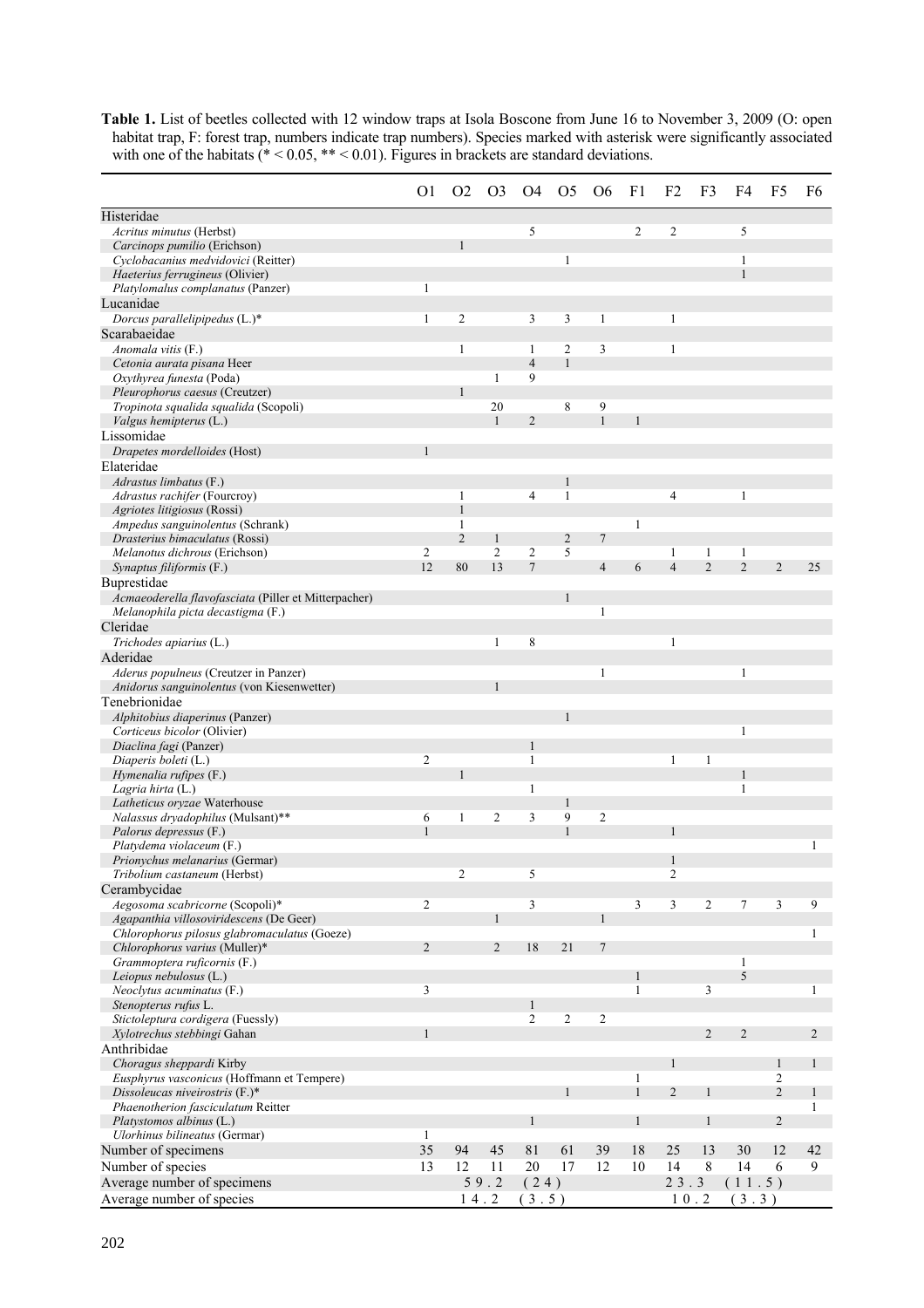**Table 1.** List of beetles collected with 12 window traps at Isola Boscone from June 16 to November 3, 2009 (O: open habitat trap, F: forest trap, numbers indicate trap numbers). Species marked with asterisk were significantly associated with one of the habitats (* < 0.05, ** < 0.01). Figures in brackets are standard deviations.

| | O1 | O2 | O3 | O4 | O5 | O6 | F1 | F2 | F3 | F4 | F5 | F6 |
|---|---|---|---|---|---|---|---|---|---|---|---|---|
| Histeridae | | | | | | | | | | | | |
| *Acritus minutus* (Herbst) | | | | 5 | | | 2 | 2 | | 5 | | |
| *Carcinops pumilio* (Erichson) | | 1 | | | | | | | | | | |
| *Cyclobacanius medvidovici* (Reitter) | | | | | 1 | | | | | 1 | | |
| *Haeterius ferrugineus* (Olivier) | | | | | | | | | | 1 | | |
| *Platylomalus complanatus* (Panzer) | 1 | | | | | | | | | | | |
| Lucanidae | | | | | | | | | | | | |
| *Dorcus parallelipipedus* (L.)* | 1 | 2 | | 3 | 3 | 1 | | 1 | | | | |
| Scarabaeidae | | | | | | | | | | | | |
| *Anomala vitis* (F.) | | 1 | | 1 | 2 | 3 | | 1 | | | | |
| *Cetonia aurata pisana* Heer | | | | 4 | 1 | | | | | | | |
| *Oxythyrea funesta* (Poda) | | | 1 | 9 | | | | | | | | |
| *Pleurophorus caesus* (Creutzer) | | 1 | | | | | | | | | | |
| *Tropinota squalida squalida* (Scopoli) | | | 20 | | 8 | 9 | | | | | | |
| *Valgus hemipterus* (L.) | | | 1 | 2 | | 1 | 1 | | | | | |
| Lissomidae | | | | | | | | | | | | |
| *Drapetes mordelloides* (Host) | 1 | | | | | | | | | | | |
| Elateridae | | | | | | | | | | | | |
| *Adrastus limbatus* (F.) | | | | | 1 | | | | | | | |
| *Adrastus rachifer* (Fourcroy) | | 1 | | 4 | 1 | | | 4 | | 1 | | |
| *Agriotes litigiosus* (Rossi) | | 1 | | | | | | | | | | |
| *Ampedus sanguinolentus* (Schrank) | | 1 | | | | | 1 | | | | | |
| *Drasterius bimaculatus* (Rossi) | | 2 | 1 | | 2 | 7 | | | | | | |
| *Melanotus dichrous* (Erichson) | 2 | | 2 | 2 | 5 | | | 1 | 1 | 1 | | |
| *Synaptus filiformis* (F.) | 12 | 80 | 13 | 7 | | 4 | 6 | 4 | 2 | 2 | 2 | 25 |
| Buprestidae | | | | | | | | | | | | |
| *Acmaeoderella flavofasciata* (Piller et Mitterpacher) | | | | | 1 | | | | | | | |
| *Melanophila picta decastigma* (F.) | | | | | | 1 | | | | | | |
| Cleridae | | | | | | | | | | | | |
| *Trichodes apiarius* (L.) | | | 1 | 8 | | | | 1 | | | | |
| Aderidae | | | | | | | | | | | | |
| *Aderus populneus* (Creutzer in Panzer) | | | | | | 1 | | | | 1 | | |
| *Anidorus sanguinolentus* (von Kiesenwetter) | | | 1 | | | | | | | | | |
| Tenebrionidae | | | | | | | | | | | | |
| *Alphitobius diaperinus* (Panzer) | | | | | 1 | | | | | | | |
| *Corticeus bicolor* (Olivier) | | | | | | | | | | 1 | | |
| *Diaclina fagi* (Panzer) | | | | 1 | | | | | | | | |
| *Diaperis boleti* (L.) | 2 | | | 1 | | | | 1 | 1 | | | |
| *Hymenalia rufipes* (F.) | | 1 | | | | | | | | 1 | | |
| *Lagria hirta* (L.) | | | | 1 | | | | | | 1 | | |
| *Latheticus oryzae* Waterhouse | | | | | 1 | | | | | | | |
| *Nalassus dryadophilus* (Mulsant)** | 6 | 1 | 2 | 3 | 9 | 2 | | | | | | |
| *Palorus depressus* (F.) | 1 | | | | 1 | | | 1 | | | | |
| *Platydema violaceum* (F.) | | | | | | | | | | | | 1 |
| *Prionychus melanarius* (Germar) | | | | | | | | 1 | | | | |
| *Tribolium castaneum* (Herbst) | | 2 | | 5 | | | | 2 | | | | |
| Cerambycidae | | | | | | | | | | | | |
| *Aegosoma scabricorne* (Scopoli)* | 2 | | | 3 | | | 3 | 3 | 2 | 7 | 3 | 9 |
| *Agapanthia villosoviridescens* (De Geer) | | | 1 | | | 1 | | | | | | |
| *Chlorophorus pilosus glabromaculatus* (Goeze) | | | | | | | | | | | | 1 |
| *Chlorophorus varius* (Muller)* | 2 | | 2 | 18 | 21 | 7 | | | | | | |
| *Grammoptera ruficornis* (F.) | | | | | | | | | | 1 | | |
| *Leiopus nebulosus* (L.) | | | | | | | 1 | | | 5 | | |
| *Neoclytus acuminatus* (F.) | 3 | | | | | | 1 | | 3 | | | 1 |
| *Stenopterus rufus* L. | | | | 1 | | | | | | | | |
| *Stictoleptura cordigera* (Fuessly) | | | | 2 | 2 | 2 | | | | | | |
| *Xylotrechus stebbingi* Gahan | 1 | | | | | | | | 2 | 2 | | 2 |
| Anthribidae | | | | | | | | | | | | |
| *Choragus sheppardi* Kirby | | | | | | | | 1 | | | 1 | 1 |
| *Eusphyrus vasconicus* (Hoffmann et Tempere) | | | | | | | 1 | | | | 2 | |
| *Dissoleucas niveirostris* (F.)* | | | | | 1 | | 1 | 2 | 1 | | 2 | 1 |
| *Phaenotherion fasciculatum* Reitter | | | | | | | | | | | | 1 |
| *Platystomos albinus* (L.) | | | | 1 | | | 1 | | 1 | | 2 | |
| *Ulorhinus bilineatus* (Germar) | 1 | | | | | | | | | | | |
| Number of specimens | 35 | 94 | 45 | 81 | 61 | 39 | 18 | 25 | 13 | 30 | 12 | 42 |
| Number of species | 13 | 12 | 11 | 20 | 17 | 12 | 10 | 14 | 8 | 14 | 6 | 9 |
| Average number of specimens | | | 59.2 | (24) | | | | 23.3 | (11.5) | | | |
| Average number of species | | | 14.2 | (3.5) | | | | 10.2 | (3.3) | | | |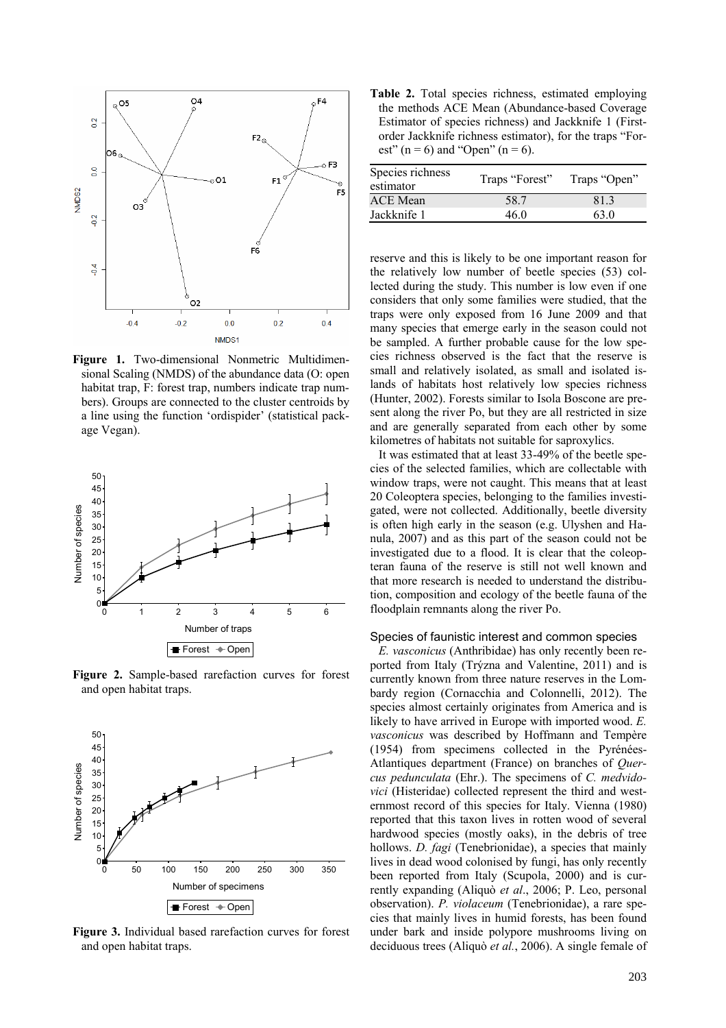O5
O4
F4
F2
O6
F3
O1
F1
F5
O3
F6
O2
NMDS2
NMDS1
0.2
0.0
-0.2
-0.4
-0.4
-0.2
0.0
0.2
0.4

**Figure 1.** Two-dimensional Nonmetric Multidimensional Scaling (NMDS) of the abundance data (O: open habitat trap, F: forest trap, numbers indicate trap numbers). Groups are connected to the cluster centroids by a line using the function 'ordispider' (statistical package Vegan).

Number of species
0
5
10
15
20
25
30
35
40
45
50
0
1
2
3
4
5
6
Number of traps
Forest
Open

**Figure 2.** Sample-based rarefaction curves for forest and open habitat traps.

Number of species
0
5
10
15
20
25
30
35
40
45
50
0
50
100
150
200
250
300
350
Number of specimens
Forest
Open

**Figure 3.** Individual based rarefaction curves for forest and open habitat traps.

**Table 2.** Total species richness, estimated employing the methods ACE Mean (Abundance-based Coverage Estimator of species richness) and Jackknife 1 (First-order Jackknife richness estimator), for the traps "Forest" (n = 6) and "Open" (n = 6).

| Species richness estimator | Traps "Forest" | Traps "Open" |
|---|---|---|
| ACE Mean | 58.7 | 81.3 |
| Jackknife 1 | 46.0 | 63.0 |

reserve and this is likely to be one important reason for the relatively low number of beetle species (53) collected during the study. This number is low even if one considers that only some families were studied, that the traps were only exposed from 16 June 2009 and that many species that emerge early in the season could not be sampled. A further probable cause for the low species richness observed is the fact that the reserve is small and relatively isolated, as small and isolated islands of habitats host relatively low species richness (Hunter, 2002). Forests similar to Isola Boscone are present along the river Po, but they are all restricted in size and are generally separated from each other by some kilometres of habitats not suitable for saproxylics.

It was estimated that at least 33-49% of the beetle species of the selected families, which are collectable with window traps, were not caught. This means that at least 20 Coleoptera species, belonging to the families investigated, were not collected. Additionally, beetle diversity is often high early in the season (e.g. Ulyshen and Hanula, 2007) and as this part of the season could not be investigated due to a flood. It is clear that the coleopteran fauna of the reserve is still not well known and that more research is needed to understand the distribution, composition and ecology of the beetle fauna of the floodplain remnants along the river Po.

### Species of faunistic interest and common species

*E. vasconicus* (Anthribidae) has only recently been reported from Italy (Trýzna and Valentine, 2011) and is currently known from three nature reserves in the Lombardy region (Cornacchia and Colonnelli, 2012). The species almost certainly originates from America and is likely to have arrived in Europe with imported wood. *E. vasconicus* was described by Hoffmann and Tempère (1954) from specimens collected in the Pyrénées-Atlantiques department (France) on branches of *Quercus pedunculata* (Ehr.). The specimens of *C. medvidovici* (Histeridae) collected represent the third and westernmost record of this species for Italy. Vienna (1980) reported that this taxon lives in rotten wood of several hardwood species (mostly oaks), in the debris of tree hollows. *D. fagi* (Tenebrionidae), a species that mainly lives in dead wood colonised by fungi, has only recently been reported from Italy (Scupola, 2000) and is currently expanding (Aliquò *et al*., 2006; P. Leo, personal observation). *P. violaceum* (Tenebrionidae), a rare species that mainly lives in humid forests, has been found under bark and inside polypore mushrooms living on deciduous trees (Aliquò *et al.*, 2006). A single female of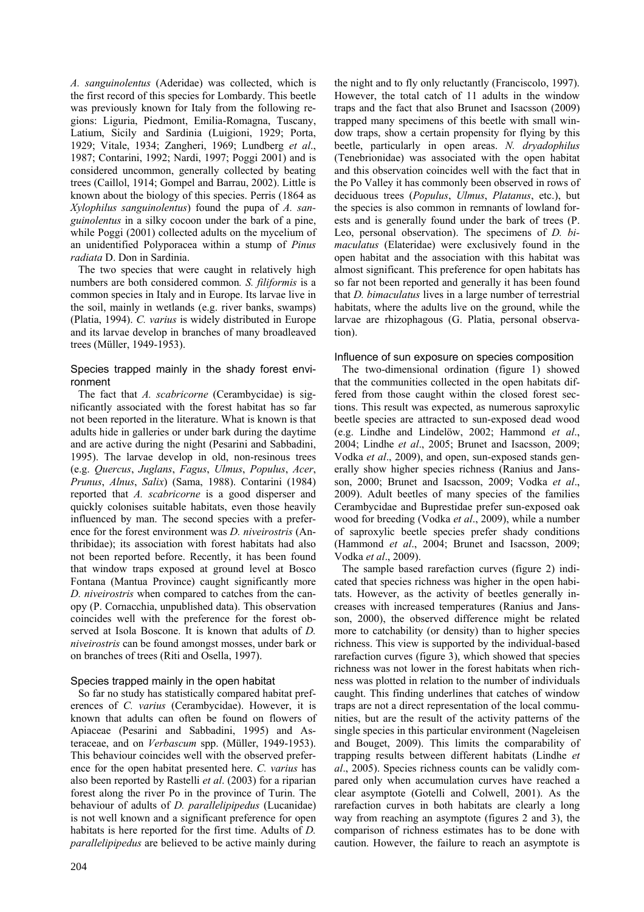*A. sanguinolentus* (Aderidae) was collected, which is the first record of this species for Lombardy. This beetle was previously known for Italy from the following regions: Liguria, Piedmont, Emilia-Romagna, Tuscany, Latium, Sicily and Sardinia (Luigioni, 1929; Porta, 1929; Vitale, 1934; Zangheri, 1969; Lundberg *et al*., 1987; Contarini, 1992; Nardi, 1997; Poggi 2001) and is considered uncommon, generally collected by beating trees (Caillol, 1914; Gompel and Barrau, 2002). Little is known about the biology of this species. Perris (1864 as *Xylophilus sanguinolentus*) found the pupa of *A. sanguinolentus* in a silky cocoon under the bark of a pine, while Poggi (2001) collected adults on the mycelium of an unidentified Polyporacea within a stump of *Pinus radiata* D. Don in Sardinia.

The two species that were caught in relatively high numbers are both considered common. *S. filiformis* is a common species in Italy and in Europe. Its larvae live in the soil, mainly in wetlands (e.g. river banks, swamps) (Platia, 1994). *C. varius* is widely distributed in Europe and its larvae develop in branches of many broadleaved trees (Müller, 1949-1953).

### Species trapped mainly in the shady forest environment

The fact that *A. scabricorne* (Cerambycidae) is significantly associated with the forest habitat has so far not been reported in the literature. What is known is that adults hide in galleries or under bark during the daytime and are active during the night (Pesarini and Sabbadini, 1995). The larvae develop in old, non-resinous trees (e.g. *Quercus*, *Juglans*, *Fagus*, *Ulmus*, *Populus*, *Acer*, *Prunus*, *Alnus*, *Salix*) (Sama, 1988). Contarini (1984) reported that *A. scabricorne* is a good disperser and quickly colonises suitable habitats, even those heavily influenced by man. The second species with a preference for the forest environment was *D. niveirostris* (Anthribidae); its association with forest habitats had also not been reported before. Recently, it has been found that window traps exposed at ground level at Bosco Fontana (Mantua Province) caught significantly more *D. niveirostris* when compared to catches from the canopy (P. Cornacchia, unpublished data). This observation coincides well with the preference for the forest observed at Isola Boscone. It is known that adults of *D. niveirostris* can be found amongst mosses, under bark or on branches of trees (Riti and Osella, 1997).

### Species trapped mainly in the open habitat

So far no study has statistically compared habitat preferences of *C. varius* (Cerambycidae). However, it is known that adults can often be found on flowers of Apiaceae (Pesarini and Sabbadini, 1995) and Asteraceae, and on *Verbascum* spp. (Müller, 1949-1953). This behaviour coincides well with the observed preference for the open habitat presented here. *C. varius* has also been reported by Rastelli *et al*. (2003) for a riparian forest along the river Po in the province of Turin. The behaviour of adults of *D. parallelipipedus* (Lucanidae) is not well known and a significant preference for open habitats is here reported for the first time. Adults of *D. parallelipipedus* are believed to be active mainly during the night and to fly only reluctantly (Franciscolo, 1997). However, the total catch of 11 adults in the window traps and the fact that also Brunet and Isacsson (2009) trapped many specimens of this beetle with small window traps, show a certain propensity for flying by this beetle, particularly in open areas. *N. dryadophilus* (Tenebrionidae) was associated with the open habitat and this observation coincides well with the fact that in the Po Valley it has commonly been observed in rows of deciduous trees (*Populus*, *Ulmus*, *Platanus*, etc.), but the species is also common in remnants of lowland forests and is generally found under the bark of trees (P. Leo, personal observation). The specimens of *D. bimaculatus* (Elateridae) were exclusively found in the open habitat and the association with this habitat was almost significant. This preference for open habitats has so far not been reported and generally it has been found that *D. bimaculatus* lives in a large number of terrestrial habitats, where the adults live on the ground, while the larvae are rhizophagous (G. Platia, personal observation).

### Influence of sun exposure on species composition

The two-dimensional ordination (figure 1) showed that the communities collected in the open habitats differed from those caught within the closed forest sections. This result was expected, as numerous saproxylic beetle species are attracted to sun-exposed dead wood (e.g. Lindhe and Lindelöw, 2002; Hammond *et al*., 2004; Lindhe *et al*., 2005; Brunet and Isacsson, 2009; Vodka *et al*., 2009), and open, sun-exposed stands generally show higher species richness (Ranius and Jansson, 2000; Brunet and Isacsson, 2009; Vodka *et al*., 2009). Adult beetles of many species of the families Cerambycidae and Buprestidae prefer sun-exposed oak wood for breeding (Vodka *et al*., 2009), while a number of saproxylic beetle species prefer shady conditions (Hammond *et al*., 2004; Brunet and Isacsson, 2009; Vodka *et al*., 2009).

The sample based rarefaction curves (figure 2) indicated that species richness was higher in the open habitats. However, as the activity of beetles generally increases with increased temperatures (Ranius and Jansson, 2000), the observed difference might be related more to catchability (or density) than to higher species richness. This view is supported by the individual-based rarefaction curves (figure 3), which showed that species richness was not lower in the forest habitats when richness was plotted in relation to the number of individuals caught. This finding underlines that catches of window traps are not a direct representation of the local communities, but are the result of the activity patterns of the single species in this particular environment (Nageleisen and Bouget, 2009). This limits the comparability of trapping results between different habitats (Lindhe *et al*., 2005). Species richness counts can be validly compared only when accumulation curves have reached a clear asymptote (Gotelli and Colwell, 2001). As the rarefaction curves in both habitats are clearly a long way from reaching an asymptote (figures 2 and 3), the comparison of richness estimates has to be done with caution. However, the failure to reach an asymptote is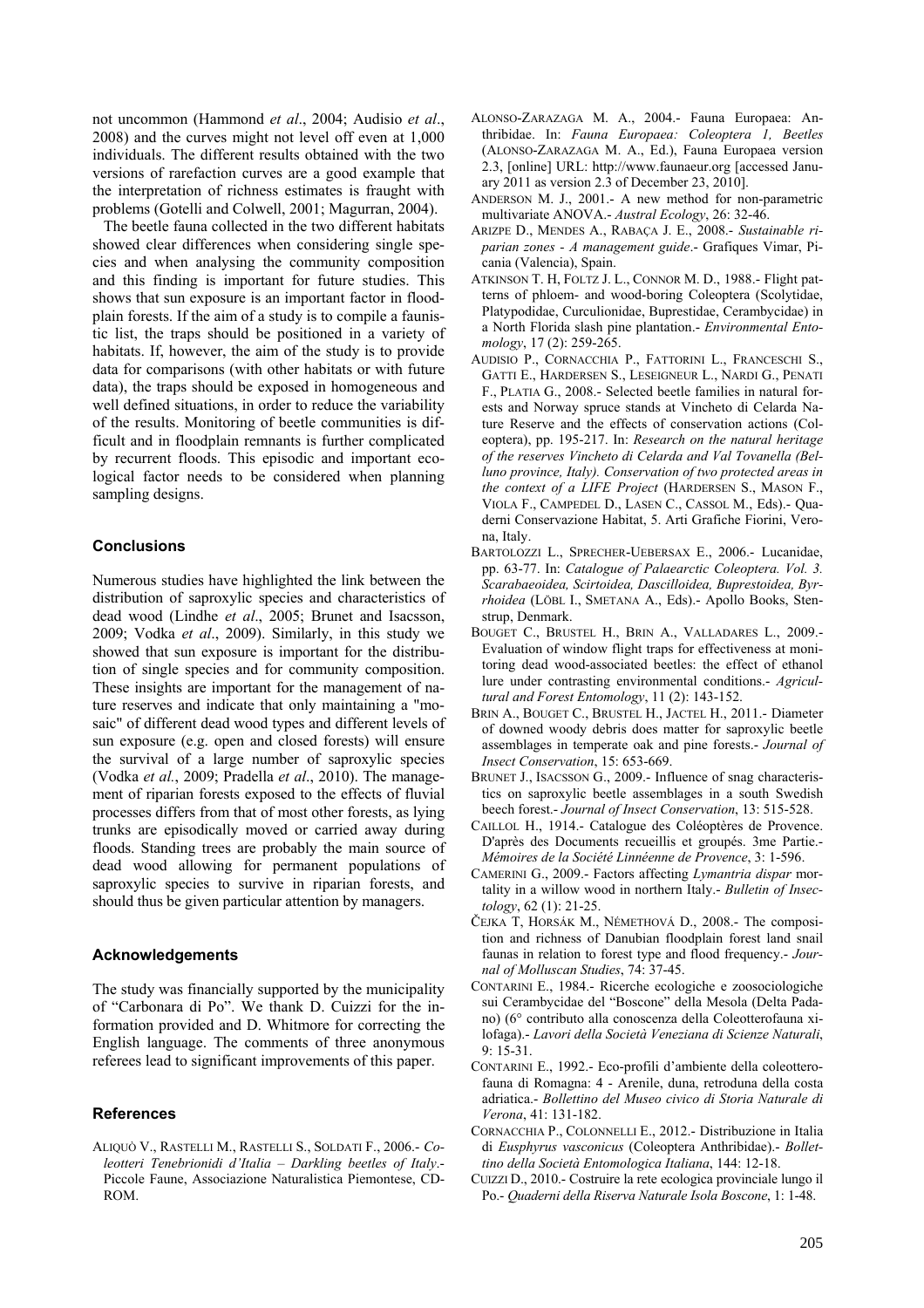not uncommon (Hammond *et al*., 2004; Audisio *et al*., 2008) and the curves might not level off even at 1,000 individuals. The different results obtained with the two versions of rarefaction curves are a good example that the interpretation of richness estimates is fraught with problems (Gotelli and Colwell, 2001; Magurran, 2004).

The beetle fauna collected in the two different habitats showed clear differences when considering single species and when analysing the community composition and this finding is important for future studies. This shows that sun exposure is an important factor in floodplain forests. If the aim of a study is to compile a faunistic list, the traps should be positioned in a variety of habitats. If, however, the aim of the study is to provide data for comparisons (with other habitats or with future data), the traps should be exposed in homogeneous and well defined situations, in order to reduce the variability of the results. Monitoring of beetle communities is difficult and in floodplain remnants is further complicated by recurrent floods. This episodic and important ecological factor needs to be considered when planning sampling designs.

## Conclusions

Numerous studies have highlighted the link between the distribution of saproxylic species and characteristics of dead wood (Lindhe *et al*., 2005; Brunet and Isacsson, 2009; Vodka *et al*., 2009). Similarly, in this study we showed that sun exposure is important for the distribution of single species and for community composition. These insights are important for the management of nature reserves and indicate that only maintaining a "mosaic" of different dead wood types and different levels of sun exposure (e.g. open and closed forests) will ensure the survival of a large number of saproxylic species (Vodka *et al.*, 2009; Pradella *et al*., 2010). The management of riparian forests exposed to the effects of fluvial processes differs from that of most other forests, as lying trunks are episodically moved or carried away during floods. Standing trees are probably the main source of dead wood allowing for permanent populations of saproxylic species to survive in riparian forests, and should thus be given particular attention by managers.

## Acknowledgements

The study was financially supported by the municipality of "Carbonara di Po". We thank D. Cuizzi for the information provided and D. Whitmore for correcting the English language. The comments of three anonymous referees lead to significant improvements of this paper.

## References

ALIQUÒ V., RASTELLI M., RASTELLI S., SOLDATI F., 2006.- *Coleotteri Tenebrionidi d'Italia – Darkling beetles of Italy*.- Piccole Faune, Associazione Naturalistica Piemontese, CD-ROM.

ALONSO-ZARAZAGA M. A., 2004.- Fauna Europaea: Anthribidae. In: *Fauna Europaea: Coleoptera 1, Beetles* (ALONSO-ZARAZAGA M. A., Ed.), Fauna Europaea version 2.3, [online] URL: http://www.faunaeur.org [accessed January 2011 as version 2.3 of December 23, 2010].

ANDERSON M. J., 2001.- A new method for non-parametric multivariate ANOVA.- *Austral Ecology*, 26: 32-46.

ARIZPE D., MENDES A., RABAÇA J. E., 2008.- *Sustainable riparian zones - A management guide*.- Grafiques Vimar, Picania (Valencia), Spain.

ATKINSON T. H, FOLTZ J. L., CONNOR M. D., 1988.- Flight patterns of phloem- and wood-boring Coleoptera (Scolytidae, Platypodidae, Curculionidae, Buprestidae, Cerambycidae) in a North Florida slash pine plantation.- *Environmental Entomology*, 17 (2): 259-265.

AUDISIO P., CORNACCHIA P., FATTORINI L., FRANCESCHI S., GATTI E., HARDERSEN S., LESEIGNEUR L., NARDI G., PENATI F., PLATIA G., 2008.- Selected beetle families in natural forests and Norway spruce stands at Vincheto di Celarda Nature Reserve and the effects of conservation actions (Coleoptera), pp. 195-217. In: *Research on the natural heritage of the reserves Vincheto di Celarda and Val Tovanella (Belluno province, Italy). Conservation of two protected areas in the context of a LIFE Project* (HARDERSEN S., MASON F., VIOLA F., CAMPEDEL D., LASEN C., CASSOL M., Eds).- Quaderni Conservazione Habitat, 5. Arti Grafiche Fiorini, Verona, Italy.

BARTOLOZZI L., SPRECHER-UEBERSAX E., 2006.- Lucanidae, pp. 63-77. In: *Catalogue of Palaearctic Coleoptera. Vol. 3. Scarabaeoidea, Scirtoidea, Dascilloidea, Buprestoidea, Byrrhoidea* (LÖBL I., SMETANA A., Eds).- Apollo Books, Stenstrup, Denmark.

BOUGET C., BRUSTEL H., BRIN A., VALLADARES L., 2009.- Evaluation of window flight traps for effectiveness at monitoring dead wood-associated beetles: the effect of ethanol lure under contrasting environmental conditions.- *Agricultural and Forest Entomology*, 11 (2): 143-152.

BRIN A., BOUGET C., BRUSTEL H., JACTEL H., 2011.- Diameter of downed woody debris does matter for saproxylic beetle assemblages in temperate oak and pine forests.- *Journal of Insect Conservation*, 15: 653-669.

BRUNET J., ISACSSON G., 2009.- Influence of snag characteristics on saproxylic beetle assemblages in a south Swedish beech forest.- *Journal of Insect Conservation*, 13: 515-528.

CAILLOL H., 1914.- Catalogue des Coléoptères de Provence. D'après des Documents recueillis et groupés. 3me Partie.- *Mémoires de la Société Linnéenne de Provence*, 3: 1-596.

CAMERINI G., 2009.- Factors affecting *Lymantria dispar* mortality in a willow wood in northern Italy.- *Bulletin of Insectology*, 62 (1): 21-25.

ČEJKA T, HORSÁK M., NÉMETHOVÁ D., 2008.- The composition and richness of Danubian floodplain forest land snail faunas in relation to forest type and flood frequency.- *Journal of Molluscan Studies*, 74: 37-45.

CONTARINI E., 1984.- Ricerche ecologiche e zoosociologiche sui Cerambycidae del "Boscone" della Mesola (Delta Padano) (6° contributo alla conoscenza della Coleotterofauna xilofaga).- *Lavori della Società Veneziana di Scienze Naturali*, 9: 15-31.

CONTARINI E., 1992.- Eco-profili d'ambiente della coleotterofauna di Romagna: 4 - Arenile, duna, retroduna della costa adriatica.- *Bollettino del Museo civico di Storia Naturale di Verona*, 41: 131-182.

CORNACCHIA P., COLONNELLI E., 2012.- Distribuzione in Italia di *Eusphyrus vasconicus* (Coleoptera Anthribidae).- *Bollettino della Società Entomologica Italiana*, 144: 12-18.

CUIZZI D., 2010.- Costruire la rete ecologica provinciale lungo il Po.- *Quaderni della Riserva Naturale Isola Boscone*, 1: 1-48.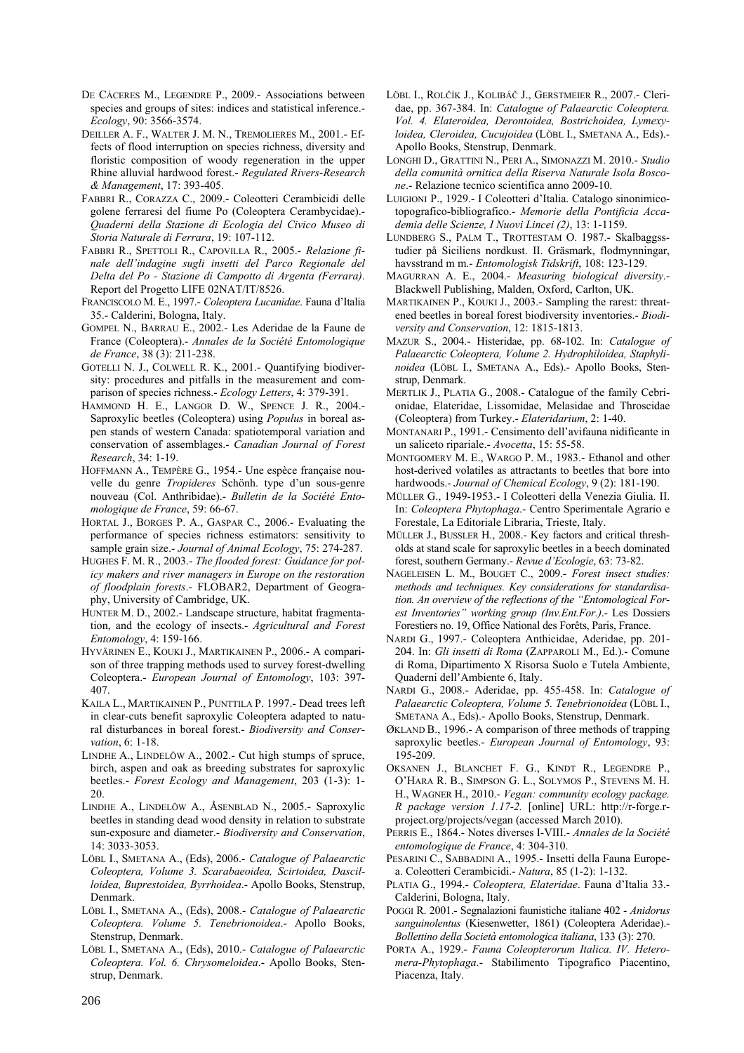DE CÁCERES M., LEGENDRE P., 2009.- Associations between species and groups of sites: indices and statistical inference.- *Ecology*, 90: 3566-3574.

DEILLER A. F., WALTER J. M. N., TREMOLIERES M., 2001.- Effects of flood interruption on species richness, diversity and floristic composition of woody regeneration in the upper Rhine alluvial hardwood forest.- *Regulated Rivers-Research & Management*, 17: 393-405.

FABBRI R., CORAZZA C., 2009.- Coleotteri Cerambicidi delle golene ferraresi del fiume Po (Coleoptera Cerambycidae).- *Quaderni della Stazione di Ecologia del Civico Museo di Storia Naturale di Ferrara*, 19: 107-112.

FABBRI R., SPETTOLI R., CAPOVILLA R., 2005.- *Relazione finale dell'indagine sugli insetti del Parco Regionale del Delta del Po - Stazione di Campotto di Argenta (Ferrara)*. Report del Progetto LIFE 02NAT/IT/8526.

FRANCISCOLO M. E., 1997.- *Coleoptera Lucanidae*. Fauna d'Italia 35.- Calderini, Bologna, Italy.

GOMPEL N., BARRAU E., 2002.- Les Aderidae de la Faune de France (Coleoptera).- *Annales de la Société Entomologique de France*, 38 (3): 211-238.

GOTELLI N. J., COLWELL R. K., 2001.- Quantifying biodiversity: procedures and pitfalls in the measurement and comparison of species richness.- *Ecology Letters*, 4: 379-391.

HAMMOND H. E., LANGOR D. W., SPENCE J. R., 2004.- Saproxylic beetles (Coleoptera) using *Populus* in boreal aspen stands of western Canada: spatiotemporal variation and conservation of assemblages.- *Canadian Journal of Forest Research*, 34: 1-19.

HOFFMANN A., TEMPÈRE G., 1954.- Une espèce française nouvelle du genre *Tropideres* Schönh. type d'un sous-genre nouveau (Col. Anthribidae).- *Bulletin de la Société Entomologique de France*, 59: 66-67.

HORTAL J., BORGES P. A., GASPAR C., 2006.- Evaluating the performance of species richness estimators: sensitivity to sample grain size.- *Journal of Animal Ecology*, 75: 274-287.

HUGHES F. M. R., 2003.- *The flooded forest: Guidance for policy makers and river managers in Europe on the restoration of floodplain forests*.- FLOBAR2, Department of Geography, University of Cambridge, UK.

HUNTER M. D., 2002.- Landscape structure, habitat fragmentation, and the ecology of insects.- *Agricultural and Forest Entomology*, 4: 159-166.

HYVÄRINEN E., KOUKI J., MARTIKAINEN P., 2006.- A comparison of three trapping methods used to survey forest-dwelling Coleoptera.- *European Journal of Entomology*, 103: 397-407.

KAILA L., MARTIKAINEN P., PUNTTILA P. 1997.- Dead trees left in clear-cuts benefit saproxylic Coleoptera adapted to natural disturbances in boreal forest.- *Biodiversity and Conservation*, 6: 1-18.

LINDHE A., LINDELÖW A., 2002.- Cut high stumps of spruce, birch, aspen and oak as breeding substrates for saproxylic beetles.- *Forest Ecology and Management*, 203 (1-3): 1-20.

LINDHE A., LINDELÖW A., ÅSENBLAD N., 2005.- Saproxylic beetles in standing dead wood density in relation to substrate sun-exposure and diameter.- *Biodiversity and Conservation*, 14: 3033-3053.

LÖBL I., SMETANA A., (Eds), 2006.- *Catalogue of Palaearctic Coleoptera, Volume 3. Scarabaeoidea, Scirtoidea, Dascilloidea, Buprestoidea, Byrrhoidea*.- Apollo Books, Stenstrup, Denmark.

LÖBL I., SMETANA A., (Eds), 2008.- *Catalogue of Palaearctic Coleoptera. Volume 5. Tenebrionoidea*.- Apollo Books, Stenstrup, Denmark.

LÖBL I., SMETANA A., (Eds), 2010.- *Catalogue of Palaearctic Coleoptera. Vol. 6. Chrysomeloidea*.- Apollo Books, Stenstrup, Denmark.

LÖBL I., ROLČÍK J., KOLIBÁČ J., GERSTMEIER R., 2007.- Cleridae, pp. 367-384. In: *Catalogue of Palaearctic Coleoptera. Vol. 4. Elateroidea, Derontoidea, Bostrichoidea, Lymexyloidea, Cleroidea, Cucujoidea* (LÖBL I., SMETANA A., Eds).- Apollo Books, Stenstrup, Denmark.

LONGHI D., GRATTINI N., PERI A., SIMONAZZI M. 2010.- *Studio della comunità ornitica della Riserva Naturale Isola Boscone*.- Relazione tecnico scientifica anno 2009-10.

LUIGIONI P., 1929.- I Coleotteri d'Italia. Catalogo sinonimico-topografico-bibliografico.- *Memorie della Pontificia Accademia delle Scienze, I Nuovi Lincei (2)*, 13: 1-1159.

LUNDBERG S., PALM T., TROTTESTAM O. 1987.- Skalbaggsstudier på Siciliens nordkust. II. Gräsmark, flodmynningar, havsstrand m m.- *Entomologisk Tidskrift*, 108: 123-129.

MAGURRAN A. E., 2004.- *Measuring biological diversity*.- Blackwell Publishing, Malden, Oxford, Carlton, UK.

MARTIKAINEN P., KOUKI J., 2003.- Sampling the rarest: threatened beetles in boreal forest biodiversity inventories.- *Biodiversity and Conservation*, 12: 1815-1813.

MAZUR S., 2004.- Histeridae, pp. 68-102. In: *Catalogue of Palaearctic Coleoptera, Volume 2. Hydrophiloidea, Staphylinoidea* (LÖBL I., SMETANA A., Eds).- Apollo Books, Stenstrup, Denmark.

MERTLIK J., PLATIA G., 2008.- Catalogue of the family Cebrionidae, Elateridae, Lissomidae, Melasidae and Throscidae (Coleoptera) from Turkey.- *Elateridarium*, 2: 1-40.

MONTANARI P., 1991.- Censimento dell'avifauna nidificante in un saliceto ripariale.- *Avocetta*, 15: 55-58.

MONTGOMERY M. E., WARGO P. M., 1983.- Ethanol and other host-derived volatiles as attractants to beetles that bore into hardwoods.- *Journal of Chemical Ecology*, 9 (2): 181-190.

MÜLLER G., 1949-1953.- I Coleotteri della Venezia Giulia. II. In: *Coleoptera Phytophaga*.- Centro Sperimentale Agrario e Forestale, La Editoriale Libraria, Trieste, Italy.

MÜLLER J., BUSSLER H., 2008.- Key factors and critical thresholds at stand scale for saproxylic beetles in a beech dominated forest, southern Germany.- *Revue d'Ecologie*, 63: 73-82.

NAGELEISEN L. M., BOUGET C., 2009.- *Forest insect studies: methods and techniques. Key considerations for standardisation. An overview of the reflections of the "Entomological Forest Inventories" working group (Inv.Ent.For.)*.- Les Dossiers Forestiers no. 19, Office National des Forêts, Paris, France.

NARDI G., 1997.- Coleoptera Anthicidae, Aderidae, pp. 201-204. In: *Gli insetti di Roma* (ZAPPAROLI M., Ed.).- Comune di Roma, Dipartimento X Risorsa Suolo e Tutela Ambiente, Quaderni dell'Ambiente 6, Italy.

NARDI G., 2008.- Aderidae, pp. 455-458. In: *Catalogue of Palaearctic Coleoptera, Volume 5. Tenebrionoidea* (LÖBL I., SMETANA A., Eds).- Apollo Books, Stenstrup, Denmark.

ØKLAND B., 1996.- A comparison of three methods of trapping saproxylic beetles.- *European Journal of Entomology*, 93: 195-209.

OKSANEN J., BLANCHET F. G., KINDT R., LEGENDRE P., O'HARA R. B., SIMPSON G. L., SOLYMOS P., STEVENS M. H. H., WAGNER H., 2010.- *Vegan: community ecology package. R package version 1.17-2.* [online] URL: http://r-forge.r-project.org/projects/vegan (accessed March 2010).

PERRIS E., 1864.- Notes diverses I-VIII.- *Annales de la Société entomologique de France*, 4: 304-310.

PESARINI C., SABBADINI A., 1995.- Insetti della Fauna Europea. Coleotteri Cerambicidi.- *Natura*, 85 (1-2): 1-132.

PLATIA G., 1994.- *Coleoptera, Elateridae*. Fauna d'Italia 33.- Calderini, Bologna, Italy.

POGGI R. 2001.- Segnalazioni faunistiche italiane 402 - *Anidorus sanguinolentus* (Kiesenwetter, 1861) (Coleoptera Aderidae).- *Bollettino della Società entomologica italiana*, 133 (3): 270.

PORTA A., 1929.- *Fauna Coleopterorum Italica. IV. Heteromera-Phytophaga*.- Stabilimento Tipografico Piacentino, Piacenza, Italy.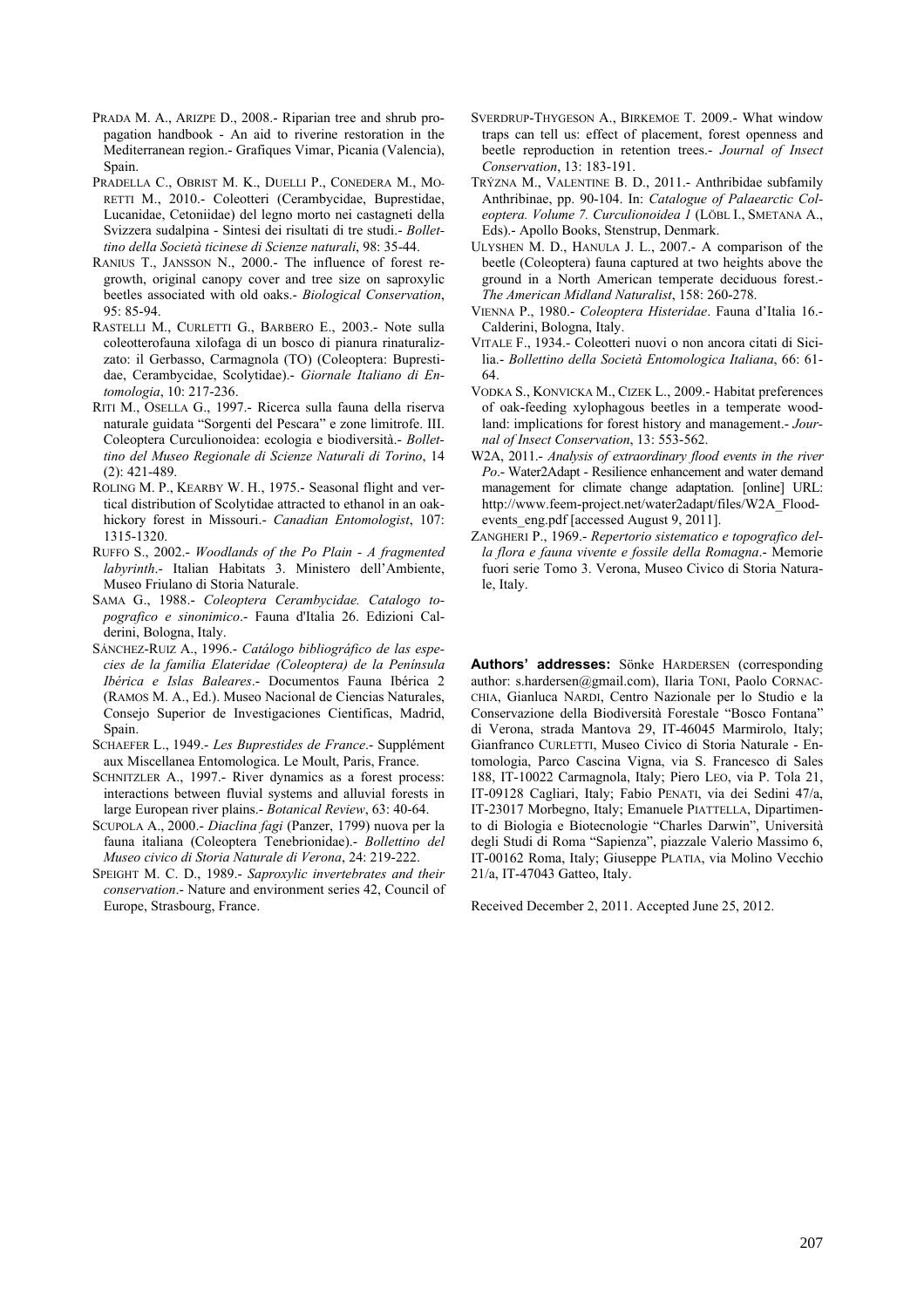PRADA M. A., ARIZPE D., 2008.- Riparian tree and shrub propagation handbook - An aid to riverine restoration in the Mediterranean region.- Grafiques Vimar, Picania (Valencia), Spain.

PRADELLA C., OBRIST M. K., DUELLI P., CONEDERA M., MORETTI M., 2010.- Coleotteri (Cerambycidae, Buprestidae, Lucanidae, Cetoniidae) del legno morto nei castagneti della Svizzera sudalpina - Sintesi dei risultati di tre studi.- *Bollettino della Società ticinese di Scienze naturali*, 98: 35-44.

RANIUS T., JANSSON N., 2000.- The influence of forest regrowth, original canopy cover and tree size on saproxylic beetles associated with old oaks.- *Biological Conservation*, 95: 85-94.

RASTELLI M., CURLETTI G., BARBERO E., 2003.- Note sulla coleotterofauna xilofaga di un bosco di pianura rinaturalizzato: il Gerbasso, Carmagnola (TO) (Coleoptera: Buprestidae, Cerambycidae, Scolytidae).- *Giornale Italiano di Entomologia*, 10: 217-236.

RITI M., OSELLA G., 1997.- Ricerca sulla fauna della riserva naturale guidata "Sorgenti del Pescara" e zone limitrofe. III. Coleoptera Curculionoidea: ecologia e biodiversità.- *Bollettino del Museo Regionale di Scienze Naturali di Torino*, 14 (2): 421-489.

ROLING M. P., KEARBY W. H., 1975.- Seasonal flight and vertical distribution of Scolytidae attracted to ethanol in an oak-hickory forest in Missouri.- *Canadian Entomologist*, 107: 1315-1320.

RUFFO S., 2002.- *Woodlands of the Po Plain - A fragmented labyrinth*.- Italian Habitats 3. Ministero dell'Ambiente, Museo Friulano di Storia Naturale.

SAMA G., 1988.- *Coleoptera Cerambycidae. Catalogo topografico e sinonimico*.- Fauna d'Italia 26. Edizioni Calderini, Bologna, Italy.

SÁNCHEZ-RUIZ A., 1996.- *Catálogo bibliográfico de las especies de la familia Elateridae (Coleoptera) de la Península Ibérica e Islas Baleares*.- Documentos Fauna Ibérica 2 (RAMOS M. A., Ed.). Museo Nacional de Ciencias Naturales, Consejo Superior de Investigaciones Cientificas, Madrid, Spain.

SCHAEFER L., 1949.- *Les Buprestides de France*.- Supplément aux Miscellanea Entomologica. Le Moult, Paris, France.

SCHNITZLER A., 1997.- River dynamics as a forest process: interactions between fluvial systems and alluvial forests in large European river plains.- *Botanical Review*, 63: 40-64.

SCUPOLA A., 2000.- *Diaclina fagi* (Panzer, 1799) nuova per la fauna italiana (Coleoptera Tenebrionidae).- *Bollettino del Museo civico di Storia Naturale di Verona*, 24: 219-222.

SPEIGHT M. C. D., 1989.- *Saproxylic invertebrates and their conservation*.- Nature and environment series 42, Council of Europe, Strasbourg, France.

SVERDRUP-THYGESON A., BIRKEMOE T. 2009.- What window traps can tell us: effect of placement, forest openness and beetle reproduction in retention trees.- *Journal of Insect Conservation*, 13: 183-191.

TRÝZNA M., VALENTINE B. D., 2011.- Anthribidae subfamily Anthribinae, pp. 90-104. In: *Catalogue of Palaearctic Coleoptera. Volume 7. Curculionoidea 1* (LÖBL I., SMETANA A., Eds).- Apollo Books, Stenstrup, Denmark.

ULYSHEN M. D., HANULA J. L., 2007.- A comparison of the beetle (Coleoptera) fauna captured at two heights above the ground in a North American temperate deciduous forest.- *The American Midland Naturalist*, 158: 260-278.

VIENNA P., 1980.- *Coleoptera Histeridae*. Fauna d'Italia 16.- Calderini, Bologna, Italy.

VITALE F., 1934.- Coleotteri nuovi o non ancora citati di Sicilia.- *Bollettino della Società Entomologica Italiana*, 66: 61-64.

VODKA S., KONVICKA M., CIZEK L., 2009.- Habitat preferences of oak-feeding xylophagous beetles in a temperate woodland: implications for forest history and management.- *Journal of Insect Conservation*, 13: 553-562.

W2A, 2011.- *Analysis of extraordinary flood events in the river Po*.- Water2Adapt - Resilience enhancement and water demand management for climate change adaptation. [online] URL: http://www.feem-project.net/water2adapt/files/W2A_Flood-events_eng.pdf [accessed August 9, 2011].

ZANGHERI P., 1969.- *Repertorio sistematico e topografico della flora e fauna vivente e fossile della Romagna*.- Memorie fuori serie Tomo 3. Verona, Museo Civico di Storia Naturale, Italy.

**Authors' addresses:** Sönke HARDERSEN (corresponding author: s.hardersen@gmail.com), Ilaria TONI, Paolo CORNACCHIA, Gianluca NARDI, Centro Nazionale per lo Studio e la Conservazione della Biodiversità Forestale "Bosco Fontana" di Verona, strada Mantova 29, IT-46045 Marmirolo, Italy; Gianfranco CURLETTI, Museo Civico di Storia Naturale - Entomologia, Parco Cascina Vigna, via S. Francesco di Sales 188, IT-10022 Carmagnola, Italy; Piero LEO, via P. Tola 21, IT-09128 Cagliari, Italy; Fabio PENATI, via dei Sedini 47/a, IT-23017 Morbegno, Italy; Emanuele PIATTELLA, Dipartimento di Biologia e Biotecnologie "Charles Darwin", Università degli Studi di Roma "Sapienza", piazzale Valerio Massimo 6, IT-00162 Roma, Italy; Giuseppe PLATIA, via Molino Vecchio 21/a, IT-47043 Gatteo, Italy.

Received December 2, 2011. Accepted June 25, 2012.